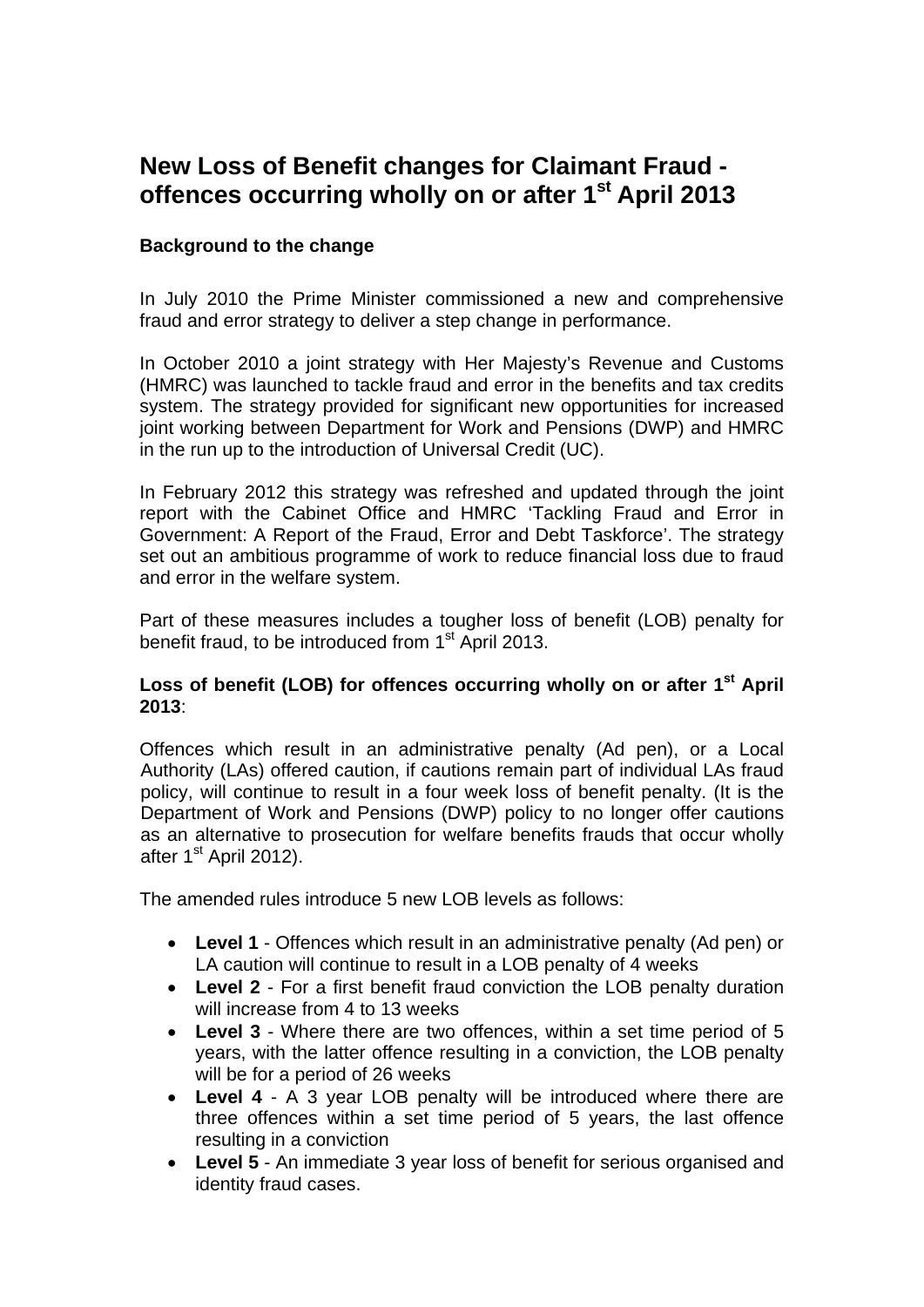# New Loss of Benefit changes for Claimant Fraud - offences occurring wholly on or after 1st April 2013

### Background to the change

In July 2010 the Prime Minister commissioned a new and comprehensive fraud and error strategy to deliver a step change in performance.

In October 2010 a joint strategy with Her Majesty's Revenue and Customs (HMRC) was launched to tackle fraud and error in the benefits and tax credits system. The strategy provided for significant new opportunities for increased joint working between Department for Work and Pensions (DWP) and HMRC in the run up to the introduction of Universal Credit (UC).

In February 2012 this strategy was refreshed and updated through the joint report with the Cabinet Office and HMRC 'Tackling Fraud and Error in Government: A Report of the Fraud, Error and Debt Taskforce'. The strategy set out an ambitious programme of work to reduce financial loss due to fraud and error in the welfare system.

Part of these measures includes a tougher loss of benefit (LOB) penalty for benefit fraud, to be introduced from 1st April 2013.

### Loss of benefit (LOB) for offences occurring wholly on or after 1st April 2013:

Offences which result in an administrative penalty (Ad pen), or a Local Authority (LAs) offered caution, if cautions remain part of individual LAs fraud policy, will continue to result in a four week loss of benefit penalty. (It is the Department of Work and Pensions (DWP) policy to no longer offer cautions as an alternative to prosecution for welfare benefits frauds that occur wholly after 1st April 2012).

The amended rules introduce 5 new LOB levels as follows:

- **Level 1** - Offences which result in an administrative penalty (Ad pen) or LA caution will continue to result in a LOB penalty of 4 weeks
- **Level 2** - For a first benefit fraud conviction the LOB penalty duration will increase from 4 to 13 weeks
- **Level 3** - Where there are two offences, within a set time period of 5 years, with the latter offence resulting in a conviction, the LOB penalty will be for a period of 26 weeks
- **Level 4** - A 3 year LOB penalty will be introduced where there are three offences within a set time period of 5 years, the last offence resulting in a conviction
- **Level 5** - An immediate 3 year loss of benefit for serious organised and identity fraud cases.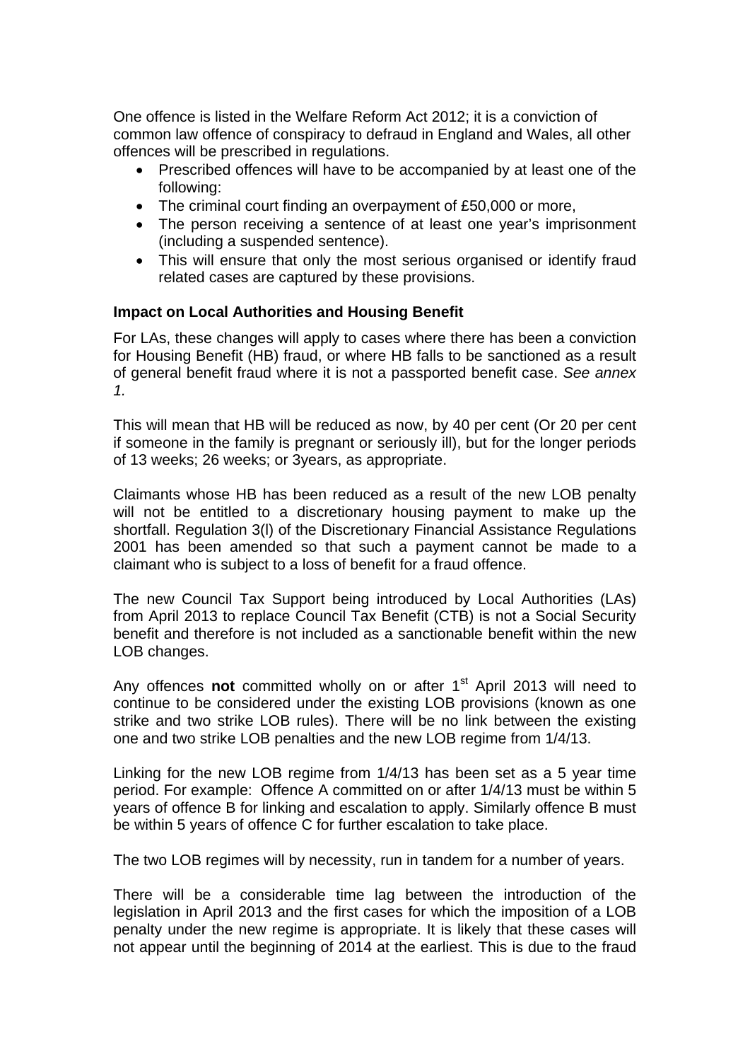One offence is listed in the Welfare Reform Act 2012; it is a conviction of common law offence of conspiracy to defraud in England and Wales, all other offences will be prescribed in regulations.

- Prescribed offences will have to be accompanied by at least one of the following:
- The criminal court finding an overpayment of £50,000 or more,
- The person receiving a sentence of at least one year's imprisonment (including a suspended sentence).
- This will ensure that only the most serious organised or identify fraud related cases are captured by these provisions.

**Impact on Local Authorities and Housing Benefit**

For LAs, these changes will apply to cases where there has been a conviction for Housing Benefit (HB) fraud, or where HB falls to be sanctioned as a result of general benefit fraud where it is not a passported benefit case. *See annex 1.*

This will mean that HB will be reduced as now, by 40 per cent (Or 20 per cent if someone in the family is pregnant or seriously ill), but for the longer periods of 13 weeks; 26 weeks; or 3years, as appropriate.

Claimants whose HB has been reduced as a result of the new LOB penalty will not be entitled to a discretionary housing payment to make up the shortfall. Regulation 3(l) of the Discretionary Financial Assistance Regulations 2001 has been amended so that such a payment cannot be made to a claimant who is subject to a loss of benefit for a fraud offence.

The new Council Tax Support being introduced by Local Authorities (LAs) from April 2013 to replace Council Tax Benefit (CTB) is not a Social Security benefit and therefore is not included as a sanctionable benefit within the new LOB changes.

Any offences **not** committed wholly on or after 1st April 2013 will need to continue to be considered under the existing LOB provisions (known as one strike and two strike LOB rules). There will be no link between the existing one and two strike LOB penalties and the new LOB regime from 1/4/13.

Linking for the new LOB regime from 1/4/13 has been set as a 5 year time period. For example: Offence A committed on or after 1/4/13 must be within 5 years of offence B for linking and escalation to apply. Similarly offence B must be within 5 years of offence C for further escalation to take place.

The two LOB regimes will by necessity, run in tandem for a number of years.

There will be a considerable time lag between the introduction of the legislation in April 2013 and the first cases for which the imposition of a LOB penalty under the new regime is appropriate. It is likely that these cases will not appear until the beginning of 2014 at the earliest. This is due to the fraud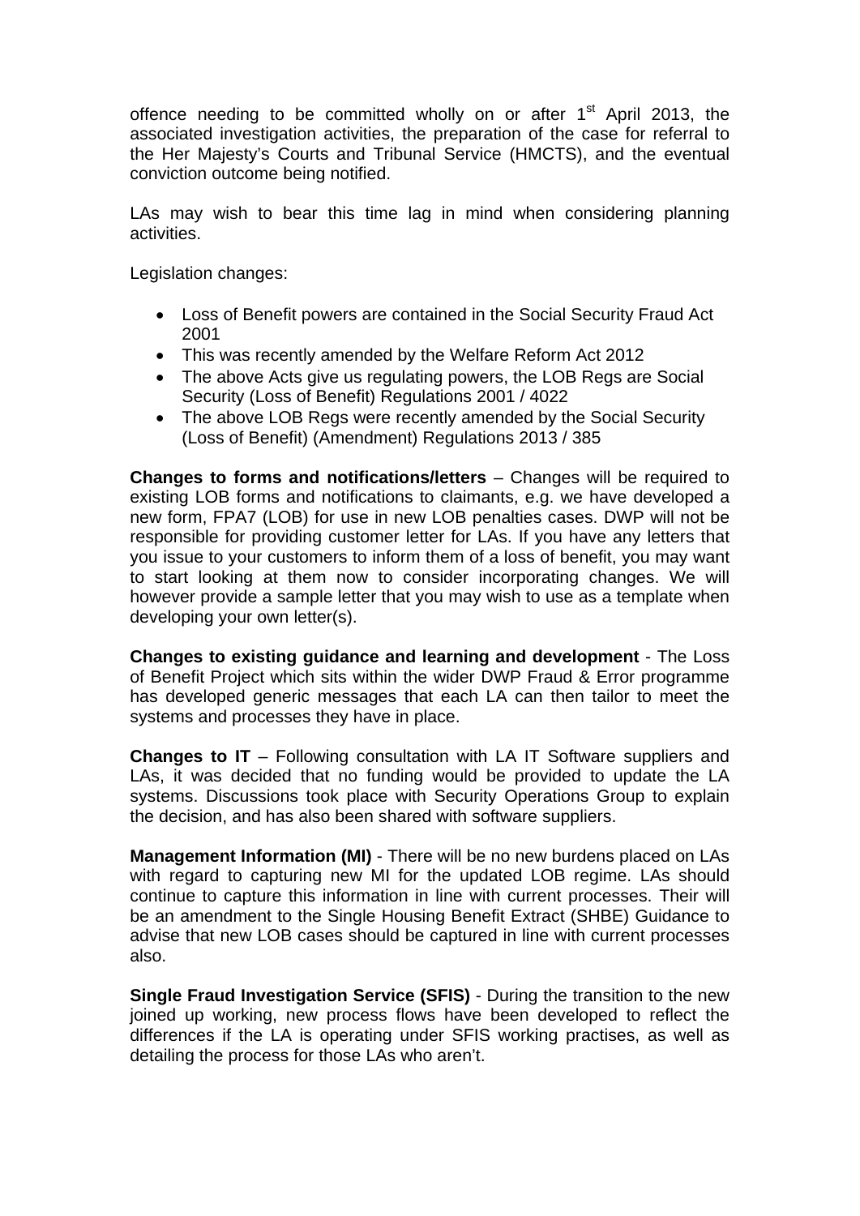offence needing to be committed wholly on or after 1st April 2013, the associated investigation activities, the preparation of the case for referral to the Her Majesty's Courts and Tribunal Service (HMCTS), and the eventual conviction outcome being notified.

LAs may wish to bear this time lag in mind when considering planning activities.

Legislation changes:

- Loss of Benefit powers are contained in the Social Security Fraud Act 2001
- This was recently amended by the Welfare Reform Act 2012
- The above Acts give us regulating powers, the LOB Regs are Social Security (Loss of Benefit) Regulations 2001 / 4022
- The above LOB Regs were recently amended by the Social Security (Loss of Benefit) (Amendment) Regulations 2013 / 385

**Changes to forms and notifications/letters** – Changes will be required to existing LOB forms and notifications to claimants, e.g. we have developed a new form, FPA7 (LOB) for use in new LOB penalties cases. DWP will not be responsible for providing customer letter for LAs. If you have any letters that you issue to your customers to inform them of a loss of benefit, you may want to start looking at them now to consider incorporating changes. We will however provide a sample letter that you may wish to use as a template when developing your own letter(s).

**Changes to existing guidance and learning and development** - The Loss of Benefit Project which sits within the wider DWP Fraud & Error programme has developed generic messages that each LA can then tailor to meet the systems and processes they have in place.

**Changes to IT** – Following consultation with LA IT Software suppliers and LAs, it was decided that no funding would be provided to update the LA systems. Discussions took place with Security Operations Group to explain the decision, and has also been shared with software suppliers.

**Management Information (MI)** - There will be no new burdens placed on LAs with regard to capturing new MI for the updated LOB regime. LAs should continue to capture this information in line with current processes. Their will be an amendment to the Single Housing Benefit Extract (SHBE) Guidance to advise that new LOB cases should be captured in line with current processes also.

**Single Fraud Investigation Service (SFIS)** - During the transition to the new joined up working, new process flows have been developed to reflect the differences if the LA is operating under SFIS working practises, as well as detailing the process for those LAs who aren't.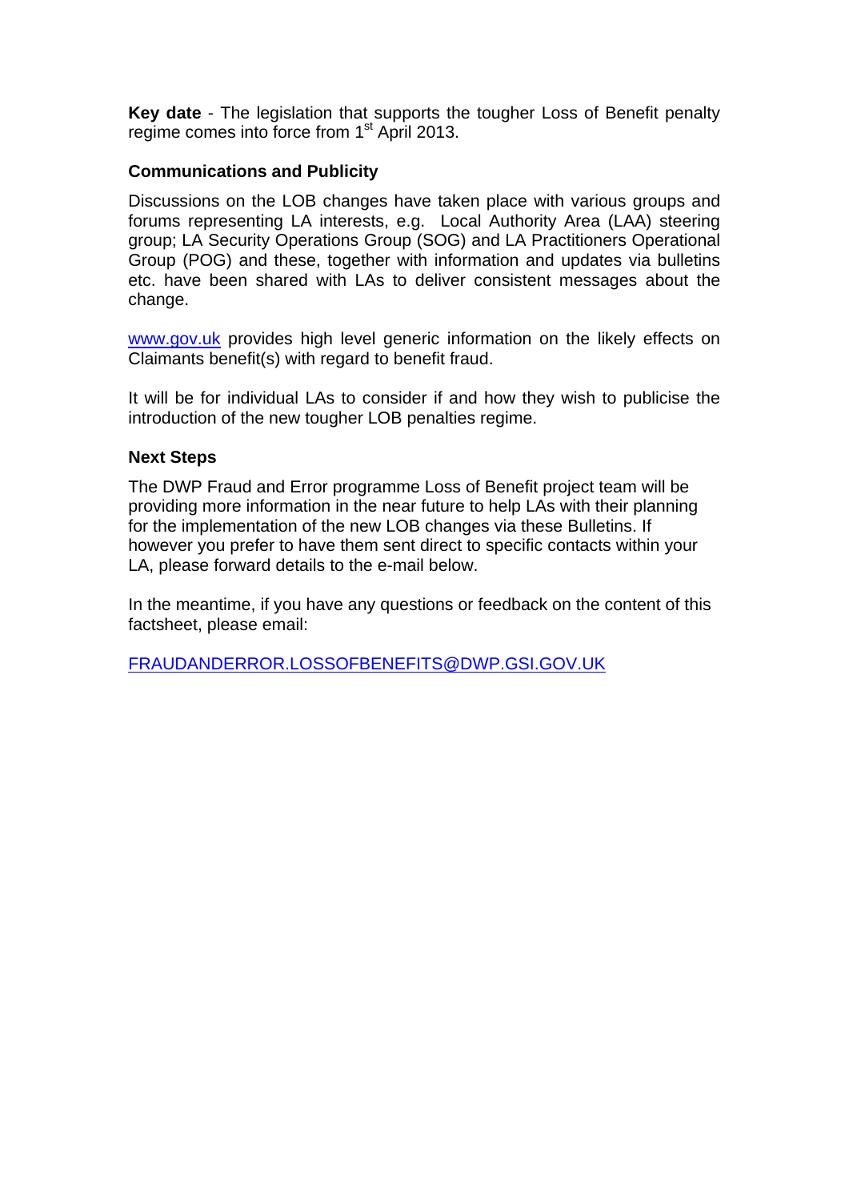**Key date** - The legislation that supports the tougher Loss of Benefit penalty regime comes into force from 1st April 2013.

**Communications and Publicity**

Discussions on the LOB changes have taken place with various groups and forums representing LA interests, e.g. Local Authority Area (LAA) steering group; LA Security Operations Group (SOG) and LA Practitioners Operational Group (POG) and these, together with information and updates via bulletins etc. have been shared with LAs to deliver consistent messages about the change.

[www.gov.uk](http://www.gov.uk) provides high level generic information on the likely effects on Claimants benefit(s) with regard to benefit fraud.

It will be for individual LAs to consider if and how they wish to publicise the introduction of the new tougher LOB penalties regime.

**Next Steps**

The DWP Fraud and Error programme Loss of Benefit project team will be providing more information in the near future to help LAs with their planning for the implementation of the new LOB changes via these Bulletins. If however you prefer to have them sent direct to specific contacts within your LA, please forward details to the e-mail below.

In the meantime, if you have any questions or feedback on the content of this factsheet, please email:

[FRAUDANDERROR.LOSSOFBENEFITS@DWP.GSI.GOV.UK](mailto:FRAUDANDERROR.LOSSOFBENEFITS@DWP.GSI.GOV.UK)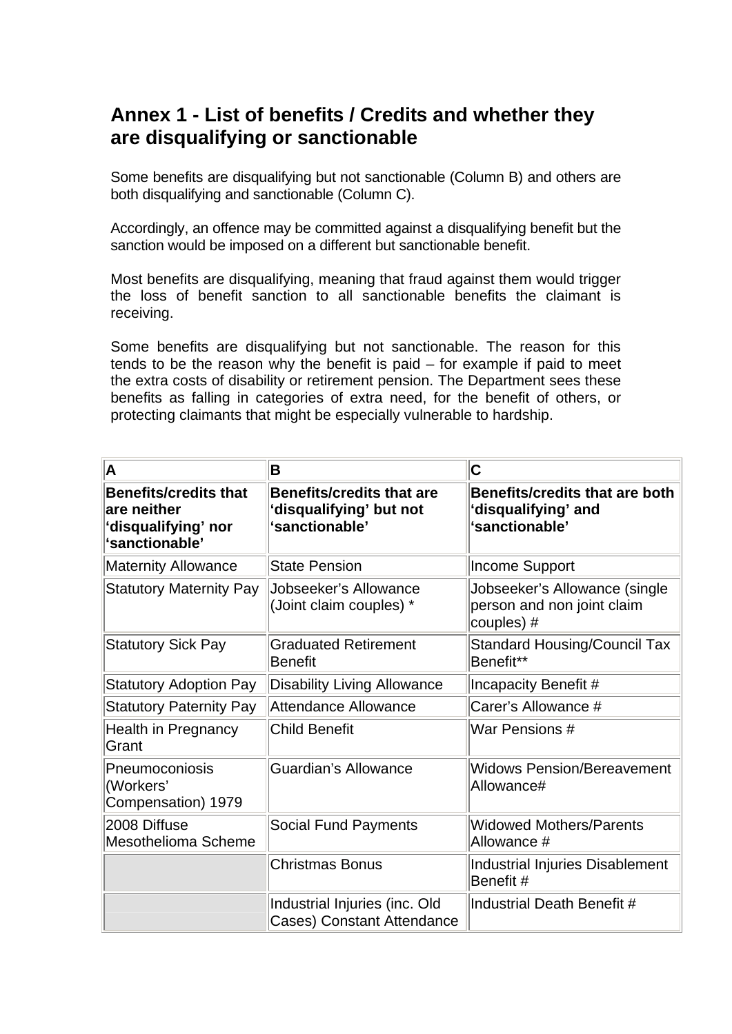## Annex 1 - List of benefits / Credits and whether they are disqualifying or sanctionable

Some benefits are disqualifying but not sanctionable (Column B) and others are both disqualifying and sanctionable (Column C).

Accordingly, an offence may be committed against a disqualifying benefit but the sanction would be imposed on a different but sanctionable benefit.

Most benefits are disqualifying, meaning that fraud against them would trigger the loss of benefit sanction to all sanctionable benefits the claimant is receiving.

Some benefits are disqualifying but not sanctionable. The reason for this tends to be the reason why the benefit is paid – for example if paid to meet the extra costs of disability or retirement pension. The Department sees these benefits as falling in categories of extra need, for the benefit of others, or protecting claimants that might be especially vulnerable to hardship.

| A | B | C |
|---|---|---|
| **Benefits/credits that are neither 'disqualifying' nor 'sanctionable'** | **Benefits/credits that are 'disqualifying' but not 'sanctionable'** | **Benefits/credits that are both 'disqualifying' and 'sanctionable'** |
| Maternity Allowance | State Pension | Income Support |
| Statutory Maternity Pay | Jobseeker's Allowance (Joint claim couples) * | Jobseeker's Allowance (single person and non joint claim couples) # |
| Statutory Sick Pay | Graduated Retirement Benefit | Standard Housing/Council Tax Benefit** |
| Statutory Adoption Pay | Disability Living Allowance | Incapacity Benefit # |
| Statutory Paternity Pay | Attendance Allowance | Carer's Allowance # |
| Health in Pregnancy Grant | Child Benefit | War Pensions # |
| Pneumoconiosis (Workers' Compensation) 1979 | Guardian's Allowance | Widows Pension/Bereavement Allowance# |
| 2008 Diffuse Mesothelioma Scheme | Social Fund Payments | Widowed Mothers/Parents Allowance # |
| | Christmas Bonus | Industrial Injuries Disablement Benefit # |
| | Industrial Injuries (inc. Old Cases) Constant Attendance | Industrial Death Benefit # |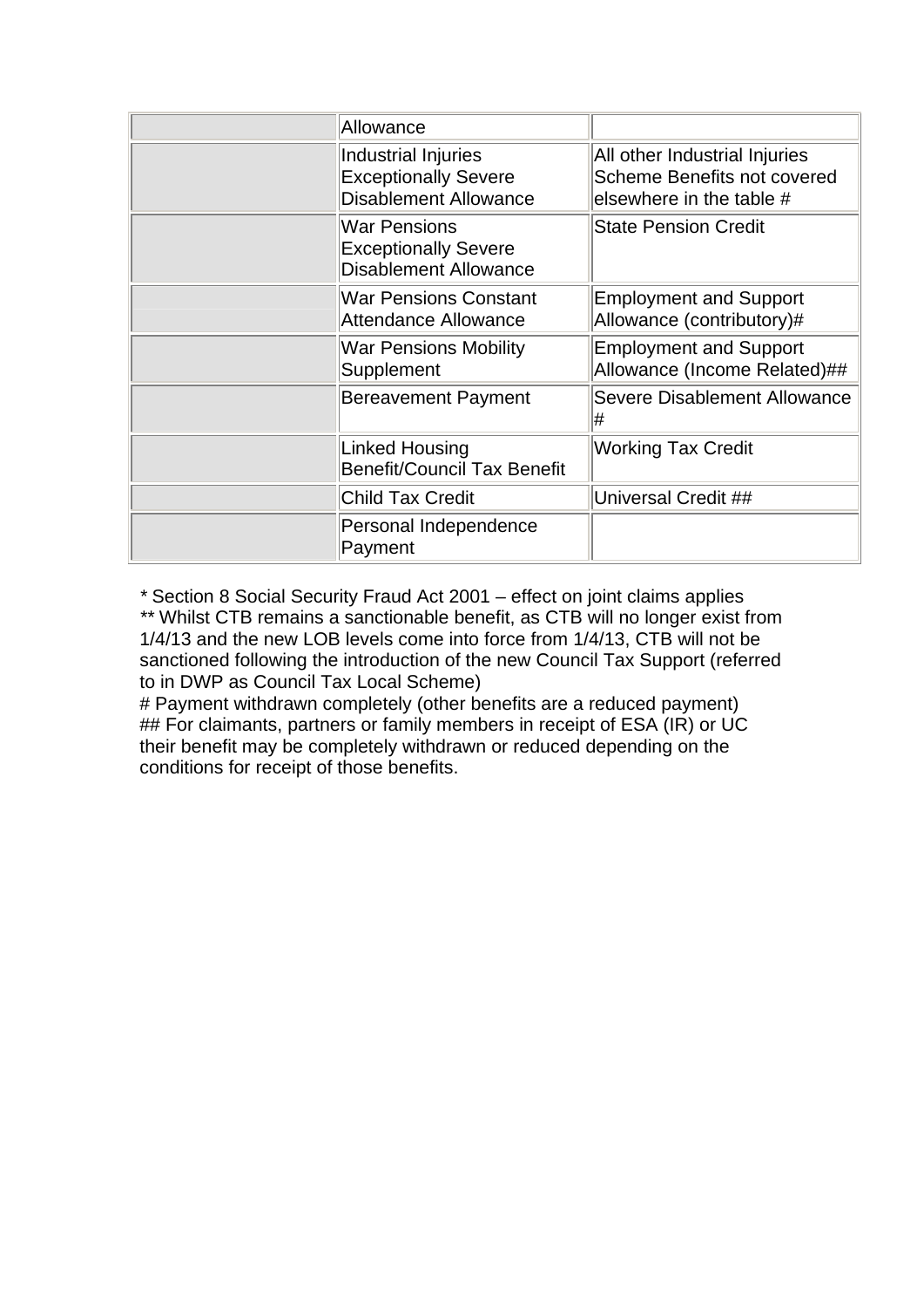| | | |
|---|---|---|
| | Allowance | |
| | Industrial Injuries Exceptionally Severe Disablement Allowance | All other Industrial Injuries Scheme Benefits not covered elsewhere in the table # |
| | War Pensions Exceptionally Severe Disablement Allowance | State Pension Credit |
| | War Pensions Constant Attendance Allowance | Employment and Support Allowance (contributory)# |
| | War Pensions Mobility Supplement | Employment and Support Allowance (Income Related)## |
| | Bereavement Payment | Severe Disablement Allowance # |
| | Linked Housing Benefit/Council Tax Benefit | Working Tax Credit |
| | Child Tax Credit | Universal Credit ## |
| | Personal Independence Payment | |

\* Section 8 Social Security Fraud Act 2001 – effect on joint claims applies

\*\* Whilst CTB remains a sanctionable benefit, as CTB will no longer exist from 1/4/13 and the new LOB levels come into force from 1/4/13, CTB will not be sanctioned following the introduction of the new Council Tax Support (referred to in DWP as Council Tax Local Scheme)

\# Payment withdrawn completely (other benefits are a reduced payment)

\## For claimants, partners or family members in receipt of ESA (IR) or UC their benefit may be completely withdrawn or reduced depending on the conditions for receipt of those benefits.